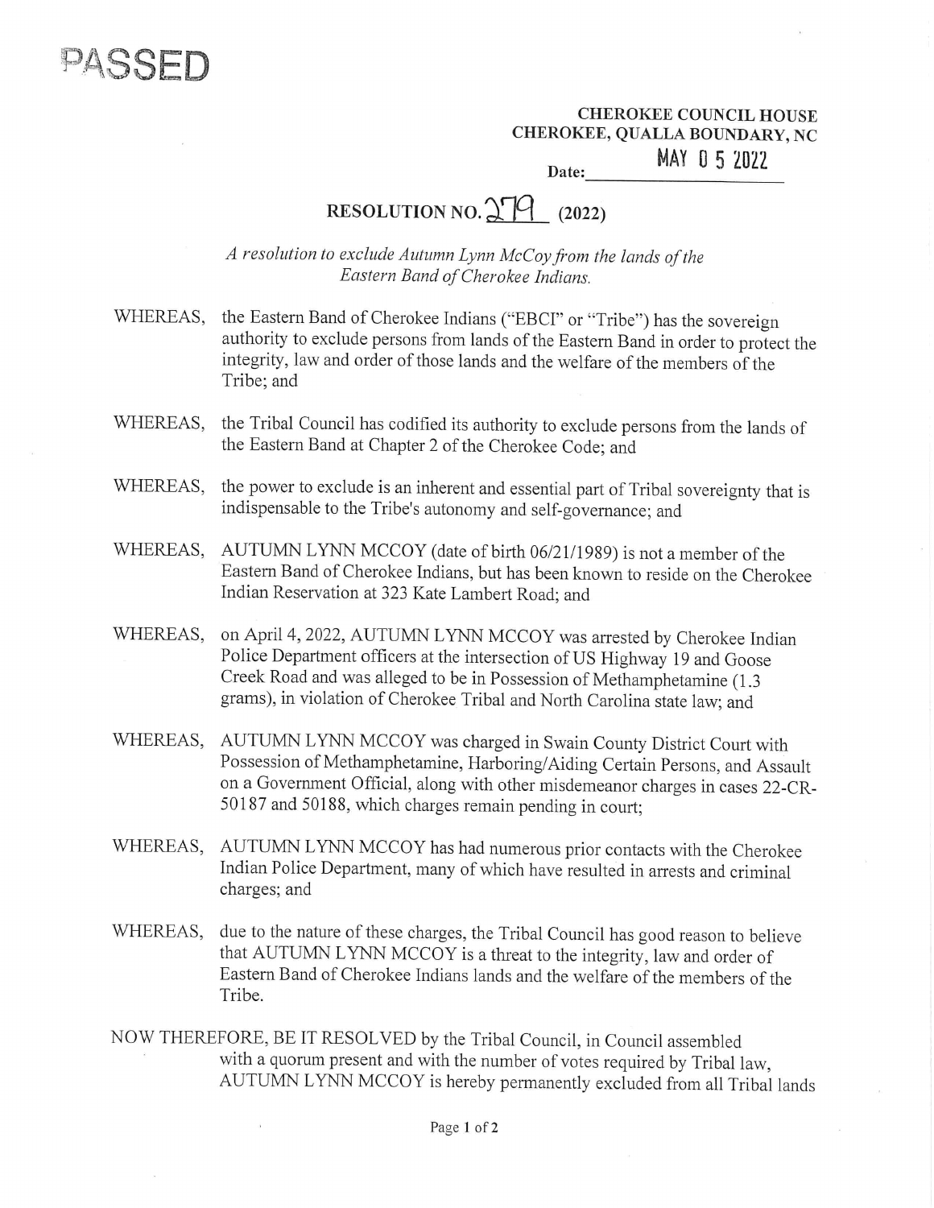PASSED

**CHEROKEE COUNCIL HOUSE**
**CHEROKEE, QUALLA BOUNDARY, NC**

Date: MAY 0 5 2022

# RESOLUTION NO. 279 (2022)

*A resolution to exclude Autumn Lynn McCoy from the lands of the Eastern Band of Cherokee Indians.*

WHEREAS, the Eastern Band of Cherokee Indians ("EBCI" or "Tribe") has the sovereign authority to exclude persons from lands of the Eastern Band in order to protect the integrity, law and order of those lands and the welfare of the members of the Tribe; and

WHEREAS, the Tribal Council has codified its authority to exclude persons from the lands of the Eastern Band at Chapter 2 of the Cherokee Code; and

WHEREAS, the power to exclude is an inherent and essential part of Tribal sovereignty that is indispensable to the Tribe's autonomy and self-governance; and

WHEREAS, AUTUMN LYNN MCCOY (date of birth 06/21/1989) is not a member of the Eastern Band of Cherokee Indians, but has been known to reside on the Cherokee Indian Reservation at 323 Kate Lambert Road; and

WHEREAS, on April 4, 2022, AUTUMN LYNN MCCOY was arrested by Cherokee Indian Police Department officers at the intersection of US Highway 19 and Goose Creek Road and was alleged to be in Possession of Methamphetamine (1.3 grams), in violation of Cherokee Tribal and North Carolina state law; and

WHEREAS, AUTUMN LYNN MCCOY was charged in Swain County District Court with Possession of Methamphetamine, Harboring/Aiding Certain Persons, and Assault on a Government Official, along with other misdemeanor charges in cases 22-CR-50187 and 50188, which charges remain pending in court;

WHEREAS, AUTUMN LYNN MCCOY has had numerous prior contacts with the Cherokee Indian Police Department, many of which have resulted in arrests and criminal charges; and

WHEREAS, due to the nature of these charges, the Tribal Council has good reason to believe that AUTUMN LYNN MCCOY is a threat to the integrity, law and order of Eastern Band of Cherokee Indians lands and the welfare of the members of the Tribe.

NOW THEREFORE, BE IT RESOLVED by the Tribal Council, in Council assembled with a quorum present and with the number of votes required by Tribal law, AUTUMN LYNN MCCOY is hereby permanently excluded from all Tribal lands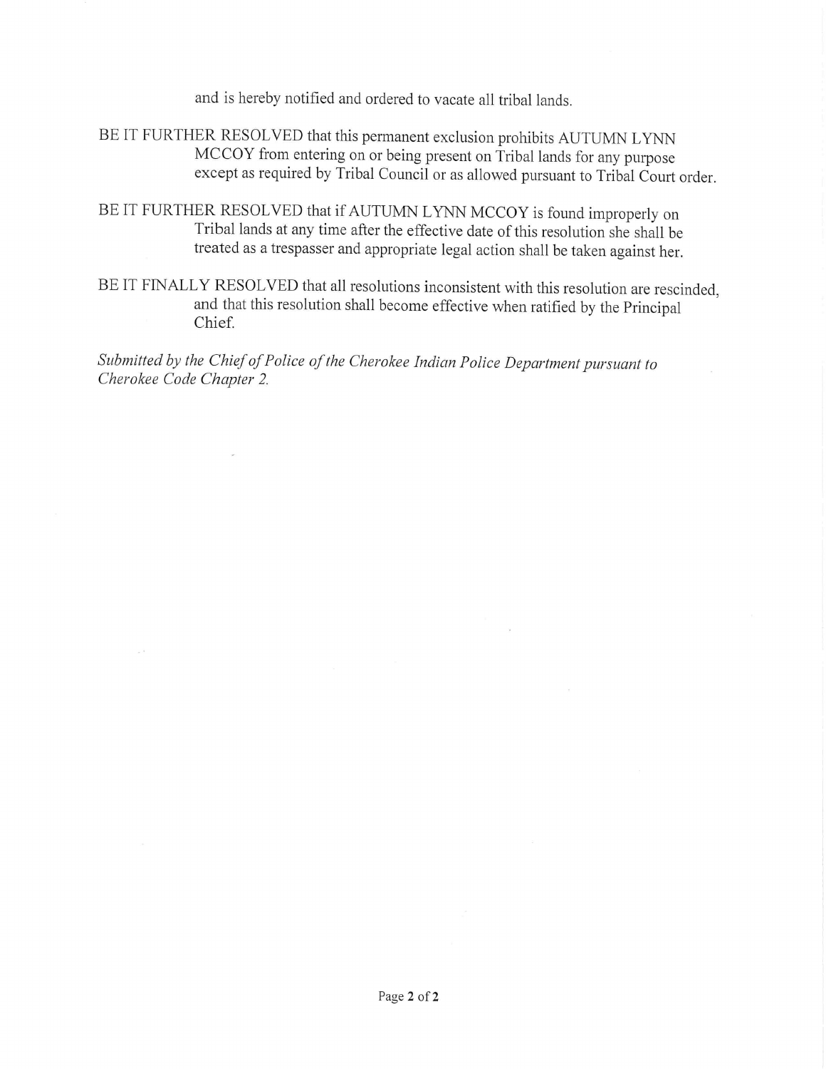and is hereby notified and ordered to vacate all tribal lands.

BE IT FURTHER RESOLVED that this permanent exclusion prohibits AUTUMN LYNN MCCOY from entering on or being present on Tribal lands for any purpose except as required by Tribal Council or as allowed pursuant to Tribal Court order.

BE IT FURTHER RESOLVED that if AUTUMN LYNN MCCOY is found improperly on Tribal lands at any time after the effective date of this resolution she shall be treated as a trespasser and appropriate legal action shall be taken against her.

BE IT FINALLY RESOLVED that all resolutions inconsistent with this resolution are rescinded, and that this resolution shall become effective when ratified by the Principal Chief.

*Submitted by the Chief of Police of the Cherokee Indian Police Department pursuant to Cherokee Code Chapter 2.*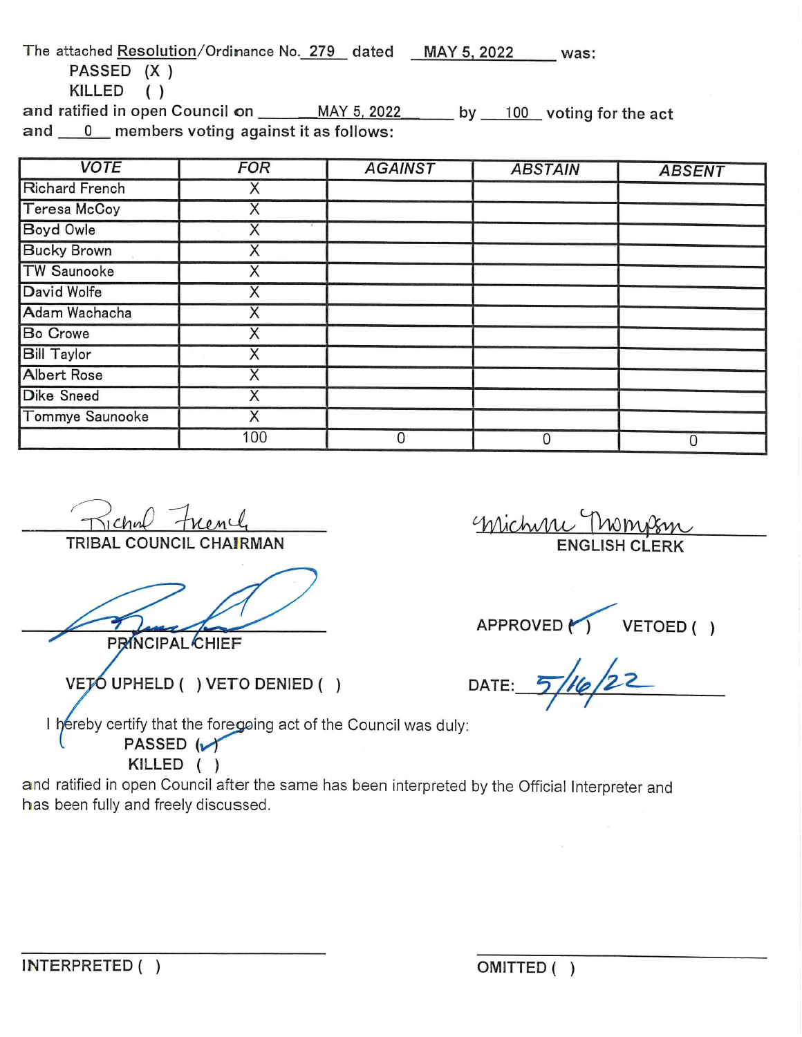The attached Resolution/Ordinance No. 279 dated MAY 5, 2022 was:

PASSED (X )

KILLED ( )

and ratified in open Council on MAY 5, 2022 by 100 voting for the act and 0 members voting against it as follows:

| *VOTE* | *FOR* | *AGAINST* | *ABSTAIN* | *ABSENT* |
|---|---|---|---|---|
| Richard French | X | | | |
| Teresa McCoy | X | | | |
| Boyd Owle | X | | | |
| Bucky Brown | X | | | |
| TW Saunooke | X | | | |
| David Wolfe | X | | | |
| Adam Wachacha | X | | | |
| Bo Crowe | X | | | |
| Bill Taylor | X | | | |
| Albert Rose | X | | | |
| Dike Sneed | X | | | |
| Tommye Saunooke | X | | | |
| | 100 | 0 | 0 | 0 |

Richard French

**TRIBAL COUNCIL CHAIRMAN**

Michelle Thompson

**ENGLISH CLERK**

**PRINCIPAL CHIEF**

APPROVED (✓) VETOED ( )

VETO UPHELD ( ) VETO DENIED ( )

DATE: 5/16/22

I hereby certify that the foregoing act of the Council was duly:

PASSED (✓)

KILLED ( )

and ratified in open Council after the same has been interpreted by the Official Interpreter and has been fully and freely discussed.

INTERPRETED ( )

OMITTED ( )